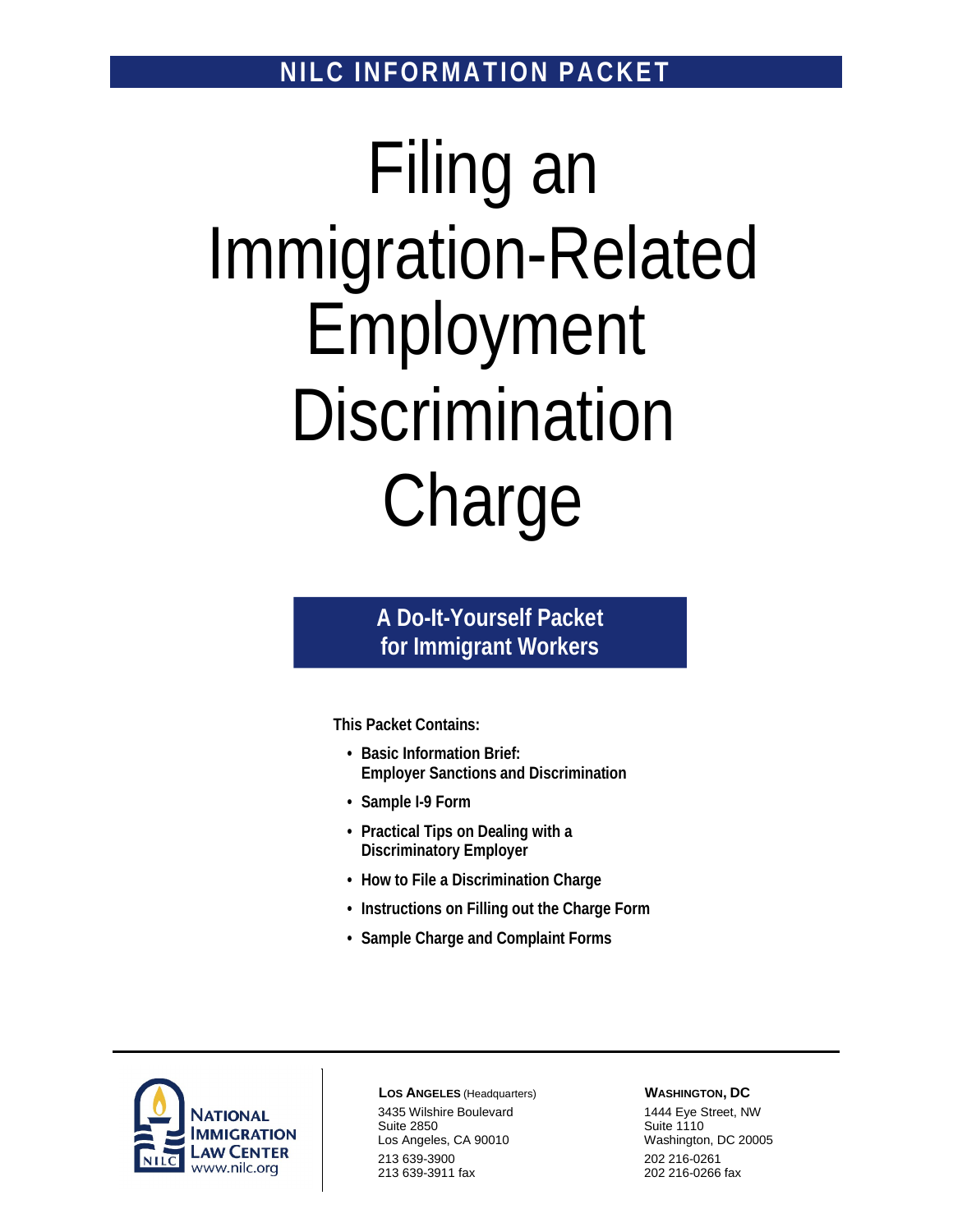**NILC INFORMATION PACKET**

# Filing an Immigration-Related Employment Discrimination Charge

**A Do-It-Yourself Packet for Immigrant Workers**

**This Packet Contains:**

- **Basic Information Brief: Employer Sanctions and Discrimination**
- **Sample I-9 Form**
- **Practical Tips on Dealing with a Discriminatory Employer**
- **How to File a Discrimination Charge**
- **Instructions on Filling out the Charge Form**
- **Sample Charge and Complaint Forms**

NATIONAL IMMIGRATION LAW CENTER
www.nilc.org

**LOS ANGELES** (Headquarters)
3435 Wilshire Boulevard
Suite 2850
Los Angeles, CA 90010
213 639-3900
213 639-3911 fax

**WASHINGTON, DC**
1444 Eye Street, NW
Suite 1110
Washington, DC 20005
202 216-0261
202 216-0266 fax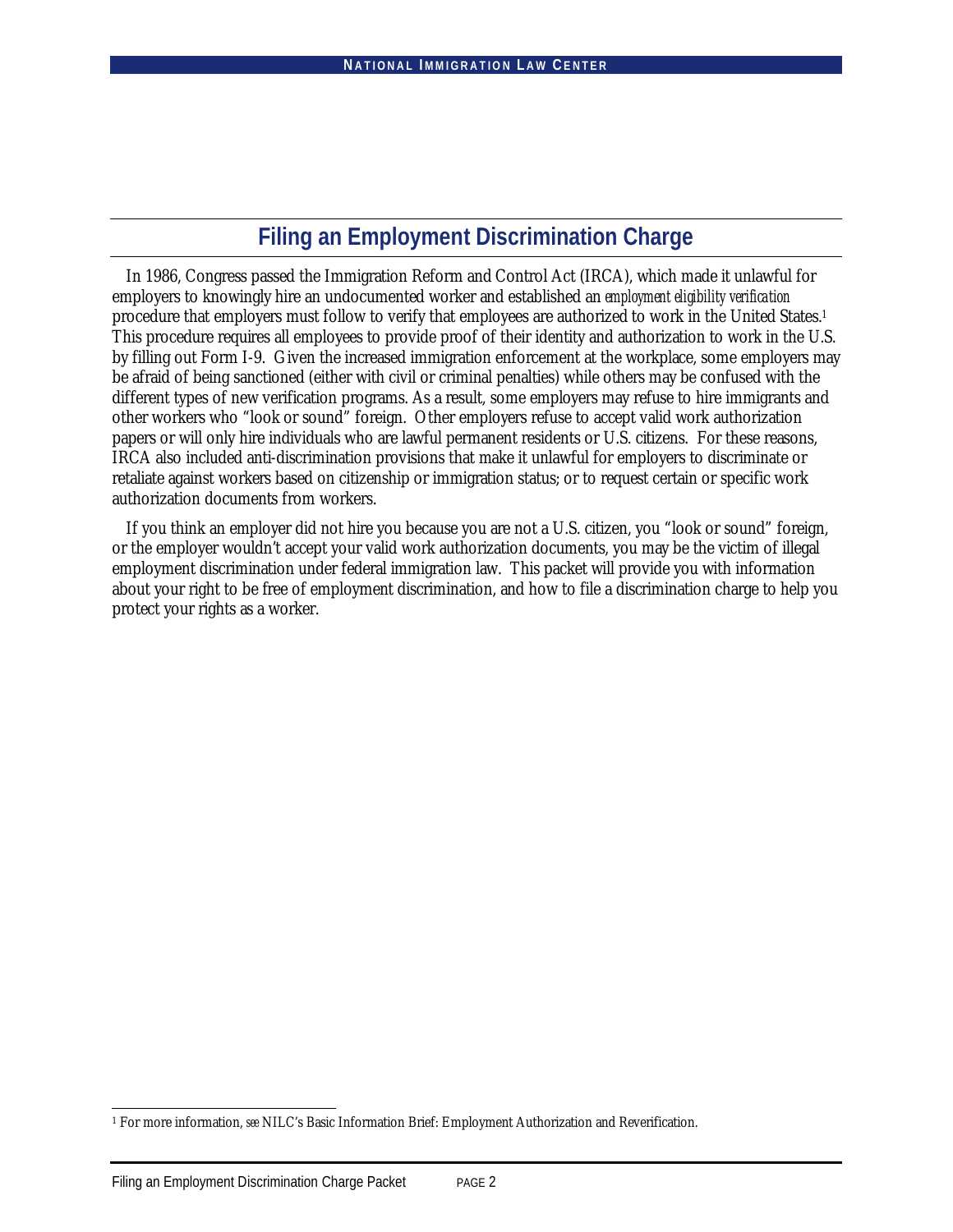# Filing an Employment Discrimination Charge

In 1986, Congress passed the Immigration Reform and Control Act (IRCA), which made it unlawful for employers to knowingly hire an undocumented worker and established an *employment eligibility verification* procedure that employers must follow to verify that employees are authorized to work in the United States.[1] This procedure requires all employees to provide proof of their identity and authorization to work in the U.S. by filling out Form I-9. Given the increased immigration enforcement at the workplace, some employers may be afraid of being sanctioned (either with civil or criminal penalties) while others may be confused with the different types of new verification programs. As a result, some employers may refuse to hire immigrants and other workers who "look or sound" foreign. Other employers refuse to accept valid work authorization papers or will only hire individuals who are lawful permanent residents or U.S. citizens. For these reasons, IRCA also included anti-discrimination provisions that make it unlawful for employers to discriminate or retaliate against workers based on citizenship or immigration status; or to request certain or specific work authorization documents from workers.

If you think an employer did not hire you because you are not a U.S. citizen, you "look or sound" foreign, or the employer wouldn't accept your valid work authorization documents, you may be the victim of illegal employment discrimination under federal immigration law. This packet will provide you with information about your right to be free of employment discrimination, and how to file a discrimination charge to help you protect your rights as a worker.

[1] For more information, *see* NILC's Basic Information Brief: Employment Authorization and Reverification.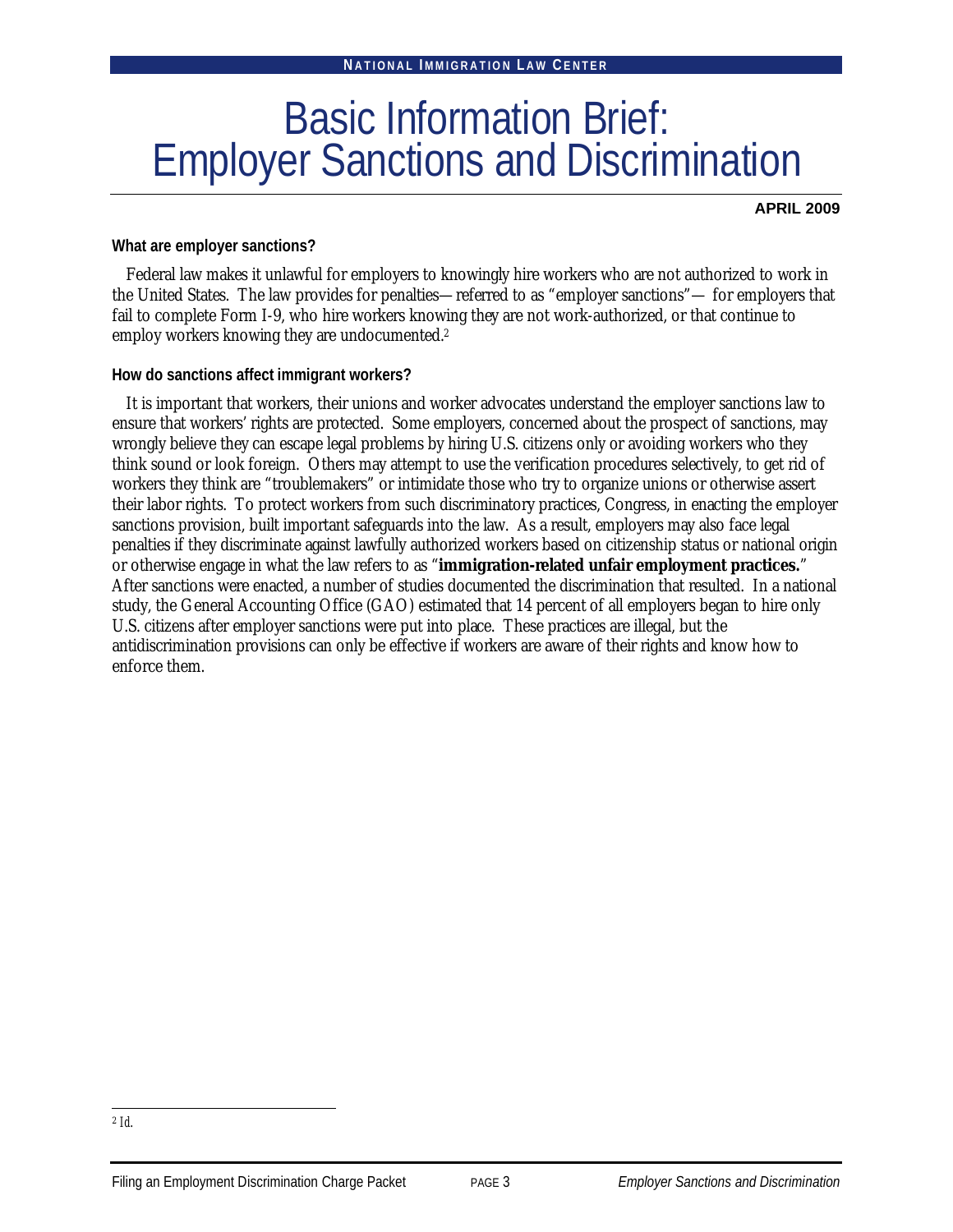# Basic Information Brief: Employer Sanctions and Discrimination

**APRIL 2009**

**What are employer sanctions?**

Federal law makes it unlawful for employers to knowingly hire workers who are not authorized to work in the United States. The law provides for penalties—referred to as "employer sanctions"— for employers that fail to complete Form I-9, who hire workers knowing they are not work-authorized, or that continue to employ workers knowing they are undocumented.[2]

**How do sanctions affect immigrant workers?**

It is important that workers, their unions and worker advocates understand the employer sanctions law to ensure that workers' rights are protected. Some employers, concerned about the prospect of sanctions, may wrongly believe they can escape legal problems by hiring U.S. citizens only or avoiding workers who they think sound or look foreign. Others may attempt to use the verification procedures selectively, to get rid of workers they think are "troublemakers" or intimidate those who try to organize unions or otherwise assert their labor rights. To protect workers from such discriminatory practices, Congress, in enacting the employer sanctions provision, built important safeguards into the law. As a result, employers may also face legal penalties if they discriminate against lawfully authorized workers based on citizenship status or national origin or otherwise engage in what the law refers to as "**immigration-related unfair employment practices.**" After sanctions were enacted, a number of studies documented the discrimination that resulted. In a national study, the General Accounting Office (GAO) estimated that 14 percent of all employers began to hire only U.S. citizens after employer sanctions were put into place. These practices are illegal, but the antidiscrimination provisions can only be effective if workers are aware of their rights and know how to enforce them.

---

[2] *Id.*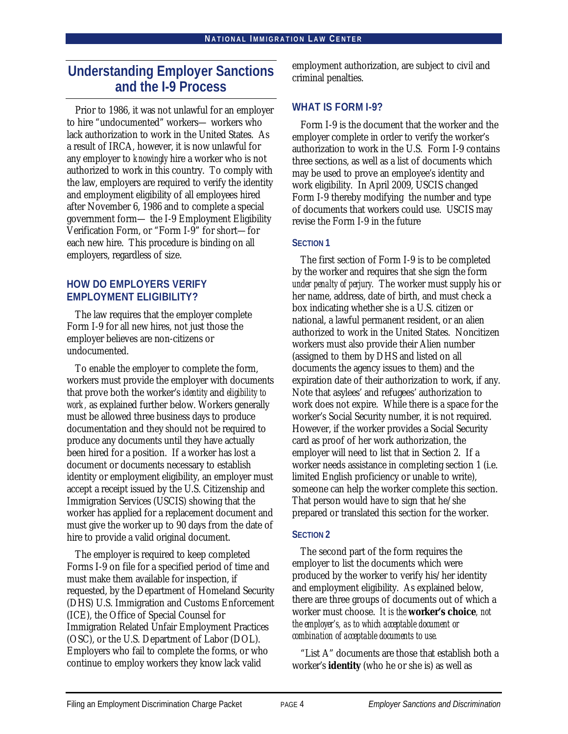# Understanding Employer Sanctions and the I-9 Process

Prior to 1986, it was not unlawful for an employer to hire "undocumented" workers— workers who lack authorization to work in the United States. As a result of IRCA, however, it is now unlawful for any employer to *knowingly* hire a worker who is not authorized to work in this country. To comply with the law, employers are required to verify the identity and employment eligibility of all employees hired after November 6, 1986 and to complete a special government form— the I-9 Employment Eligibility Verification Form, or "Form I-9" for short—for each new hire. This procedure is binding on all employers, regardless of size.

## HOW DO EMPLOYERS VERIFY EMPLOYMENT ELIGIBILITY?

The law requires that the employer complete Form I-9 for all new hires, not just those the employer believes are non-citizens or undocumented.

To enable the employer to complete the form, workers must provide the employer with documents that prove both the worker's *identity* and *eligibility to work,* as explained further below. Workers generally must be allowed three business days to produce documentation and they should not be required to produce any documents until they have actually been hired for a position. If a worker has lost a document or documents necessary to establish identity or employment eligibility, an employer must accept a receipt issued by the U.S. Citizenship and Immigration Services (USCIS) showing that the worker has applied for a replacement document and must give the worker up to 90 days from the date of hire to provide a valid original document.

The employer is required to keep completed Forms I-9 on file for a specified period of time and must make them available for inspection, if requested, by the Department of Homeland Security (DHS) U.S. Immigration and Customs Enforcement (ICE), the Office of Special Counsel for Immigration Related Unfair Employment Practices (OSC), or the U.S. Department of Labor (DOL). Employers who fail to complete the forms, or who continue to employ workers they know lack valid employment authorization, are subject to civil and criminal penalties.

## WHAT IS FORM I-9?

Form I-9 is the document that the worker and the employer complete in order to verify the worker's authorization to work in the U.S. Form I-9 contains three sections, as well as a list of documents which may be used to prove an employee's identity and work eligibility. In April 2009, USCIS changed Form I-9 thereby modifying the number and type of documents that workers could use. USCIS may revise the Form I-9 in the future

### SECTION 1

The first section of Form I-9 is to be completed by the worker and requires that she sign the form *under penalty of perjury.* The worker must supply his or her name, address, date of birth, and must check a box indicating whether she is a U.S. citizen or national, a lawful permanent resident, or an alien authorized to work in the United States. Noncitizen workers must also provide their Alien number (assigned to them by DHS and listed on all documents the agency issues to them) and the expiration date of their authorization to work, if any. Note that asylees' and refugees' authorization to work does not expire. While there is a space for the worker's Social Security number, it is not required. However, if the worker provides a Social Security card as proof of her work authorization, the employer will need to list that in Section 2. If a worker needs assistance in completing section 1 (i.e. limited English proficiency or unable to write), someone can help the worker complete this section. That person would have to sign that he/she prepared or translated this section for the worker.

### SECTION 2

The second part of the form requires the employer to list the documents which were produced by the worker to verify his/her identity and employment eligibility. As explained below, there are three groups of documents out of which a worker must choose. *It is the* **worker's choice**, *not the employer's, as to which acceptable document or combination of acceptable documents to use.*

"List A" documents are those that establish both a worker's **identity** (who he or she is) as well as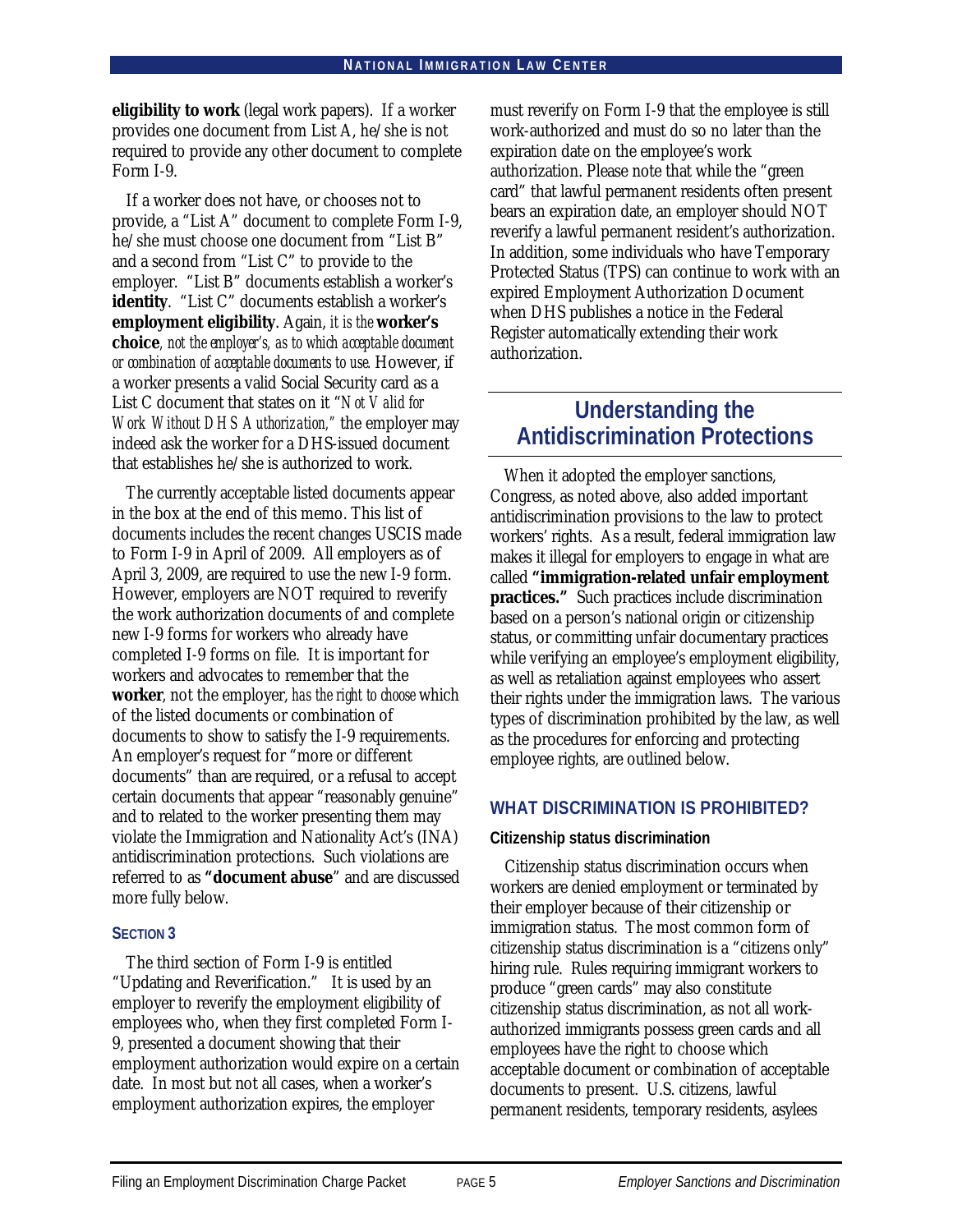**eligibility to work** (legal work papers). If a worker provides one document from List A, he/she is not required to provide any other document to complete Form I-9.

If a worker does not have, or chooses not to provide, a "List A" document to complete Form I-9, he/she must choose one document from "List B" and a second from "List C" to provide to the employer. "List B" documents establish a worker's **identity**. "List C" documents establish a worker's **employment eligibility**. Again, *it is the* **worker's choice**, *not the employer's, as to which acceptable document or combination of acceptable documents to use.* However, if a worker presents a valid Social Security card as a List C document that states on it "*Not Valid for Work Without DHS Authorization,*" the employer may indeed ask the worker for a DHS-issued document that establishes he/she is authorized to work.

The currently acceptable listed documents appear in the box at the end of this memo. This list of documents includes the recent changes USCIS made to Form I-9 in April of 2009. All employers as of April 3, 2009, are required to use the new I-9 form. However, employers are NOT required to reverify the work authorization documents of and complete new I-9 forms for workers who already have completed I-9 forms on file. It is important for workers and advocates to remember that the **worker**, not the employer, *has the right to choose* which of the listed documents or combination of documents to show to satisfy the I-9 requirements. An employer's request for "more or different documents" than are required, or a refusal to accept certain documents that appear "reasonably genuine" and to related to the worker presenting them may violate the Immigration and Nationality Act's (INA) antidiscrimination protections. Such violations are referred to as **"document abuse**" and are discussed more fully below.

### SECTION 3

The third section of Form I-9 is entitled "Updating and Reverification." It is used by an employer to reverify the employment eligibility of employees who, when they first completed Form I-9, presented a document showing that their employment authorization would expire on a certain date. In most but not all cases, when a worker's employment authorization expires, the employer must reverify on Form I-9 that the employee is still work-authorized and must do so no later than the expiration date on the employee's work authorization. Please note that while the "green card" that lawful permanent residents often present bears an expiration date, an employer should NOT reverify a lawful permanent resident's authorization. In addition, some individuals who have Temporary Protected Status (TPS) can continue to work with an expired Employment Authorization Document when DHS publishes a notice in the Federal Register automatically extending their work authorization.

## Understanding the Antidiscrimination Protections

When it adopted the employer sanctions, Congress, as noted above, also added important antidiscrimination provisions to the law to protect workers' rights. As a result, federal immigration law makes it illegal for employers to engage in what are called **"immigration-related unfair employment practices."** Such practices include discrimination based on a person's national origin or citizenship status, or committing unfair documentary practices while verifying an employee's employment eligibility, as well as retaliation against employees who assert their rights under the immigration laws. The various types of discrimination prohibited by the law, as well as the procedures for enforcing and protecting employee rights, are outlined below.

### WHAT DISCRIMINATION IS PROHIBITED?

#### Citizenship status discrimination

Citizenship status discrimination occurs when workers are denied employment or terminated by their employer because of their citizenship or immigration status. The most common form of citizenship status discrimination is a "citizens only" hiring rule. Rules requiring immigrant workers to produce "green cards" may also constitute citizenship status discrimination, as not all work-authorized immigrants possess green cards and all employees have the right to choose which acceptable document or combination of acceptable documents to present. U.S. citizens, lawful permanent residents, temporary residents, asylees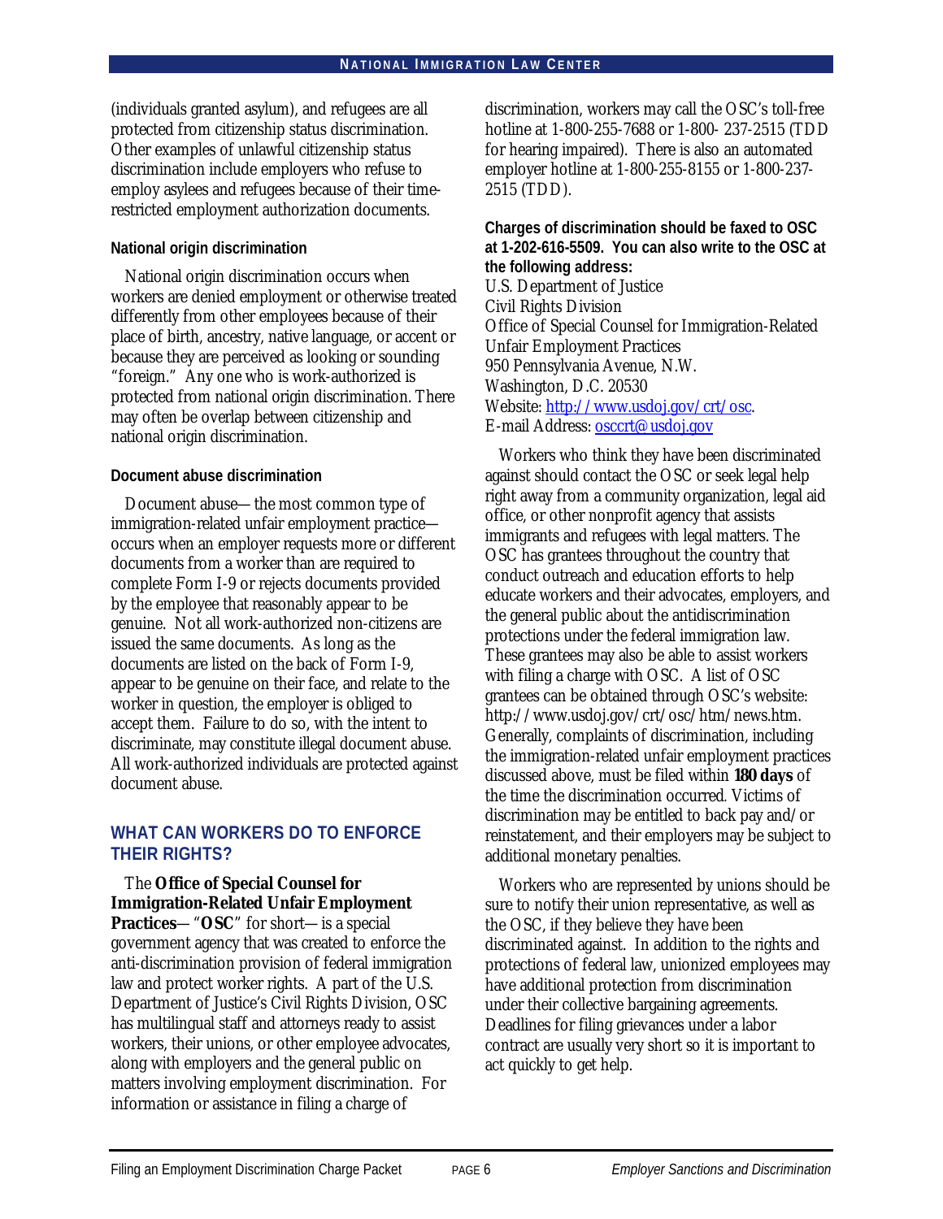(individuals granted asylum), and refugees are all protected from citizenship status discrimination. Other examples of unlawful citizenship status discrimination include employers who refuse to employ asylees and refugees because of their time-restricted employment authorization documents.

#### National origin discrimination

National origin discrimination occurs when workers are denied employment or otherwise treated differently from other employees because of their place of birth, ancestry, native language, or accent or because they are perceived as looking or sounding "foreign." Any one who is work-authorized is protected from national origin discrimination. There may often be overlap between citizenship and national origin discrimination.

#### Document abuse discrimination

Document abuse—the most common type of immigration-related unfair employment practice—occurs when an employer requests more or different documents from a worker than are required to complete Form I-9 or rejects documents provided by the employee that reasonably appear to be genuine. Not all work-authorized non-citizens are issued the same documents. As long as the documents are listed on the back of Form I-9, appear to be genuine on their face, and relate to the worker in question, the employer is obliged to accept them. Failure to do so, with the intent to discriminate, may constitute illegal document abuse. All work-authorized individuals are protected against document abuse.

### WHAT CAN WORKERS DO TO ENFORCE THEIR RIGHTS?

The **Office of Special Counsel for Immigration-Related Unfair Employment Practices**— "**OSC**" for short—is a special government agency that was created to enforce the anti-discrimination provision of federal immigration law and protect worker rights. A part of the U.S. Department of Justice's Civil Rights Division, OSC has multilingual staff and attorneys ready to assist workers, their unions, or other employee advocates, along with employers and the general public on matters involving employment discrimination. For information or assistance in filing a charge of discrimination, workers may call the OSC's toll-free hotline at 1-800-255-7688 or 1-800- 237-2515 (TDD for hearing impaired). There is also an automated employer hotline at 1-800-255-8155 or 1-800-237-2515 (TDD).

**Charges of discrimination should be faxed to OSC at 1-202-616-5509. You can also write to the OSC at the following address:**

U.S. Department of Justice
Civil Rights Division
Office of Special Counsel for Immigration-Related Unfair Employment Practices
950 Pennsylvania Avenue, N.W.
Washington, D.C. 20530
Website: http://www.usdoj.gov/crt/osc.
E-mail Address: osccrt@usdoj.gov

Workers who think they have been discriminated against should contact the OSC or seek legal help right away from a community organization, legal aid office, or other nonprofit agency that assists immigrants and refugees with legal matters. The OSC has grantees throughout the country that conduct outreach and education efforts to help educate workers and their advocates, employers, and the general public about the antidiscrimination protections under the federal immigration law. These grantees may also be able to assist workers with filing a charge with OSC. A list of OSC grantees can be obtained through OSC's website: http://www.usdoj.gov/crt/osc/htm/news.htm. Generally, complaints of discrimination, including the immigration-related unfair employment practices discussed above, must be filed within **180 days** of the time the discrimination occurred. Victims of discrimination may be entitled to back pay and/or reinstatement, and their employers may be subject to additional monetary penalties.

Workers who are represented by unions should be sure to notify their union representative, as well as the OSC, if they believe they have been discriminated against. In addition to the rights and protections of federal law, unionized employees may have additional protection from discrimination under their collective bargaining agreements. Deadlines for filing grievances under a labor contract are usually very short so it is important to act quickly to get help.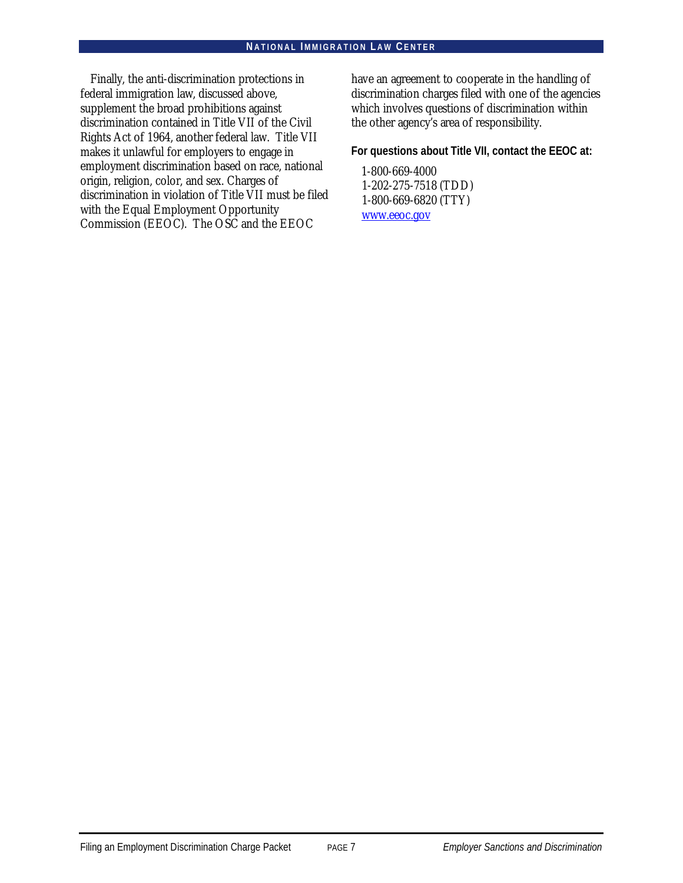Finally, the anti-discrimination protections in federal immigration law, discussed above, supplement the broad prohibitions against discrimination contained in Title VII of the Civil Rights Act of 1964, another federal law. Title VII makes it unlawful for employers to engage in employment discrimination based on race, national origin, religion, color, and sex. Charges of discrimination in violation of Title VII must be filed with the Equal Employment Opportunity Commission (EEOC). The OSC and the EEOC have an agreement to cooperate in the handling of discrimination charges filed with one of the agencies which involves questions of discrimination within the other agency's area of responsibility.

**For questions about Title VII, contact the EEOC at:**

1-800-669-4000
1-202-275-7518 (TDD)
1-800-669-6820 (TTY)
www.eeoc.gov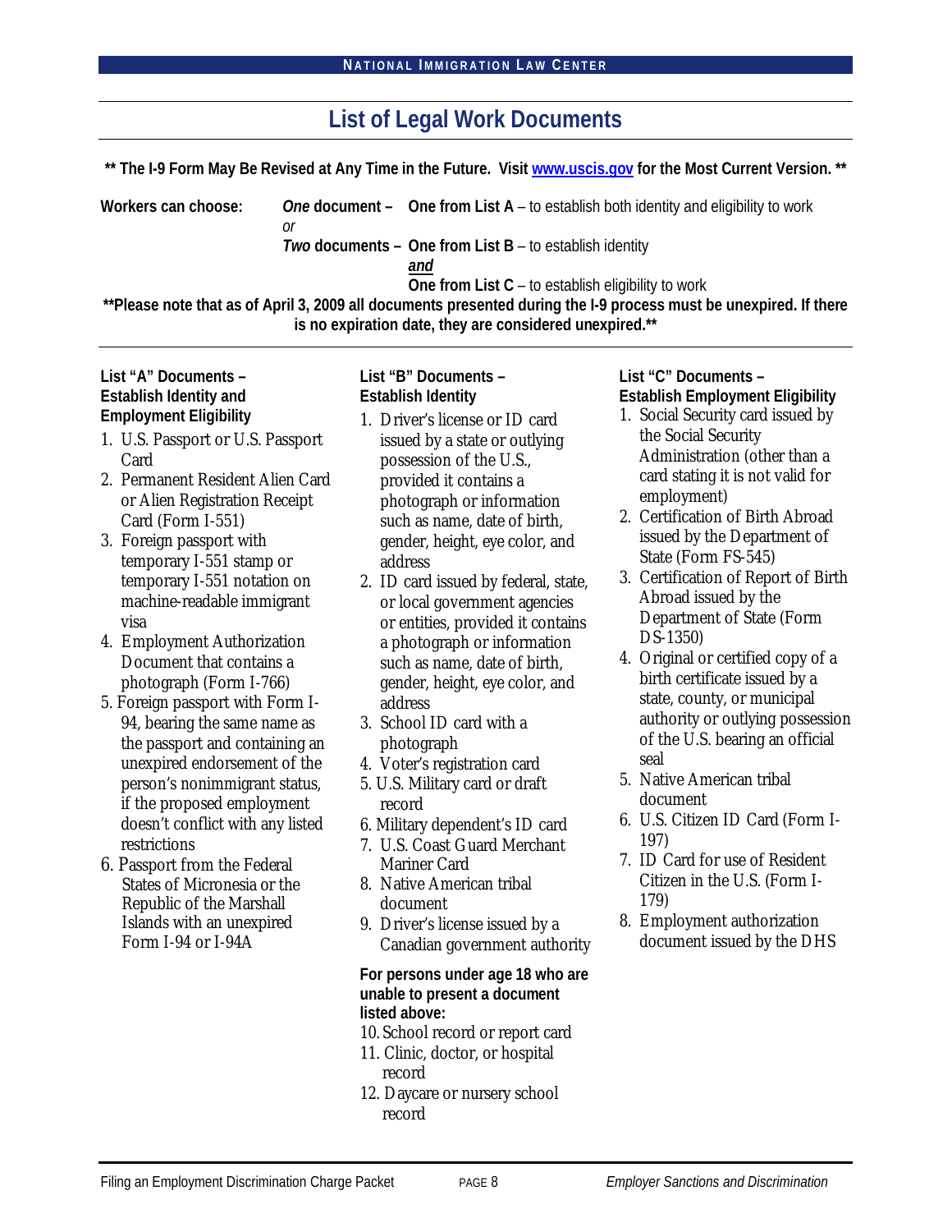# List of Legal Work Documents

**\*\* The I-9 Form May Be Revised at Any Time in the Future. Visit [www.uscis.gov](http://www.uscis.gov) for the Most Current Version. \*\***

**Workers can choose:**

- ***One* document –** **One from List A** – to establish both identity and eligibility to work

  *or*

- ***Two* documents –** **One from List B** – to establish identity

  ***and***

  **One from List C** – to establish eligibility to work

**\*\*Please note that as of April 3, 2009 all documents presented during the I-9 process must be unexpired. If there is no expiration date, they are considered unexpired.\*\***

---

### List "A" Documents – Establish Identity and Employment Eligibility

1. U.S. Passport or U.S. Passport Card
2. Permanent Resident Alien Card or Alien Registration Receipt Card (Form I-551)
3. Foreign passport with temporary I-551 stamp or temporary I-551 notation on machine-readable immigrant visa
4. Employment Authorization Document that contains a photograph (Form I-766)
5. Foreign passport with Form I-94, bearing the same name as the passport and containing an unexpired endorsement of the person's nonimmigrant status, if the proposed employment doesn't conflict with any listed restrictions
6. Passport from the Federal States of Micronesia or the Republic of the Marshall Islands with an unexpired Form I-94 or I-94A

### List "B" Documents – Establish Identity

1. Driver's license or ID card issued by a state or outlying possession of the U.S., provided it contains a photograph or information such as name, date of birth, gender, height, eye color, and address
2. ID card issued by federal, state, or local government agencies or entities, provided it contains a photograph or information such as name, date of birth, gender, height, eye color, and address
3. School ID card with a photograph
4. Voter's registration card
5. U.S. Military card or draft record
6. Military dependent's ID card
7. U.S. Coast Guard Merchant Mariner Card
8. Native American tribal document
9. Driver's license issued by a Canadian government authority

**For persons under age 18 who are unable to present a document listed above:**

10. School record or report card
11. Clinic, doctor, or hospital record
12. Daycare or nursery school record

### List "C" Documents – Establish Employment Eligibility

1. Social Security card issued by the Social Security Administration (other than a card stating it is not valid for employment)
2. Certification of Birth Abroad issued by the Department of State (Form FS-545)
3. Certification of Report of Birth Abroad issued by the Department of State (Form DS-1350)
4. Original or certified copy of a birth certificate issued by a state, county, or municipal authority or outlying possession of the U.S. bearing an official seal
5. Native American tribal document
6. U.S. Citizen ID Card (Form I-197)
7. ID Card for use of Resident Citizen in the U.S. (Form I-179)
8. Employment authorization document issued by the DHS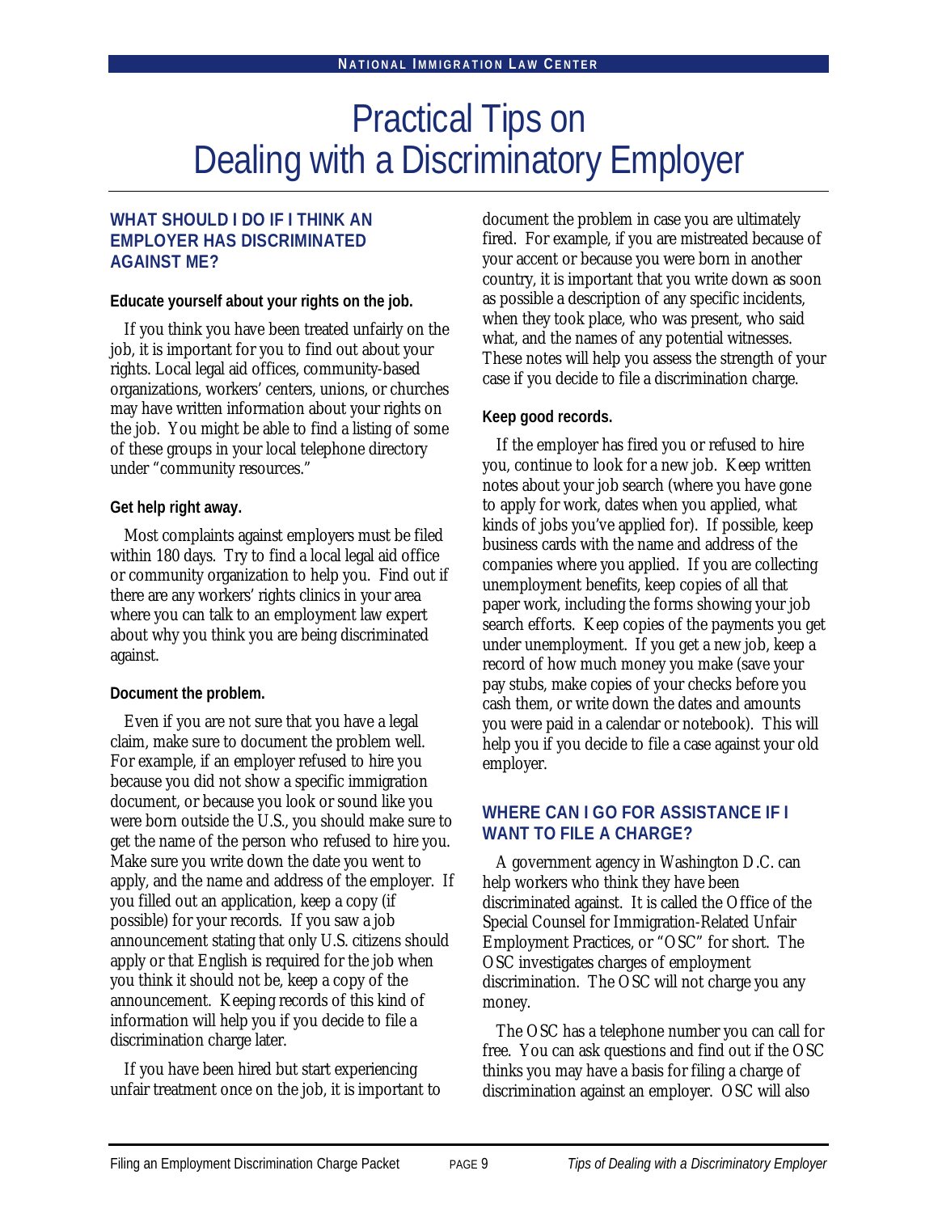# Practical Tips on Dealing with a Discriminatory Employer

## WHAT SHOULD I DO IF I THINK AN EMPLOYER HAS DISCRIMINATED AGAINST ME?

**Educate yourself about your rights on the job.**

If you think you have been treated unfairly on the job, it is important for you to find out about your rights. Local legal aid offices, community-based organizations, workers' centers, unions, or churches may have written information about your rights on the job. You might be able to find a listing of some of these groups in your local telephone directory under "community resources."

**Get help right away.**

Most complaints against employers must be filed within 180 days. Try to find a local legal aid office or community organization to help you. Find out if there are any workers' rights clinics in your area where you can talk to an employment law expert about why you think you are being discriminated against.

**Document the problem.**

Even if you are not sure that you have a legal claim, make sure to document the problem well. For example, if an employer refused to hire you because you did not show a specific immigration document, or because you look or sound like you were born outside the U.S., you should make sure to get the name of the person who refused to hire you. Make sure you write down the date you went to apply, and the name and address of the employer. If you filled out an application, keep a copy (if possible) for your records. If you saw a job announcement stating that only U.S. citizens should apply or that English is required for the job when you think it should not be, keep a copy of the announcement. Keeping records of this kind of information will help you if you decide to file a discrimination charge later.

If you have been hired but start experiencing unfair treatment once on the job, it is important to document the problem in case you are ultimately fired. For example, if you are mistreated because of your accent or because you were born in another country, it is important that you write down as soon as possible a description of any specific incidents, when they took place, who was present, who said what, and the names of any potential witnesses. These notes will help you assess the strength of your case if you decide to file a discrimination charge.

**Keep good records.**

If the employer has fired you or refused to hire you, continue to look for a new job. Keep written notes about your job search (where you have gone to apply for work, dates when you applied, what kinds of jobs you've applied for). If possible, keep business cards with the name and address of the companies where you applied. If you are collecting unemployment benefits, keep copies of all that paper work, including the forms showing your job search efforts. Keep copies of the payments you get under unemployment. If you get a new job, keep a record of how much money you make (save your pay stubs, make copies of your checks before you cash them, or write down the dates and amounts you were paid in a calendar or notebook). This will help you if you decide to file a case against your old employer.

## WHERE CAN I GO FOR ASSISTANCE IF I WANT TO FILE A CHARGE?

A government agency in Washington D.C. can help workers who think they have been discriminated against. It is called the Office of the Special Counsel for Immigration-Related Unfair Employment Practices, or "OSC" for short. The OSC investigates charges of employment discrimination. The OSC will not charge you any money.

The OSC has a telephone number you can call for free. You can ask questions and find out if the OSC thinks you may have a basis for filing a charge of discrimination against an employer. OSC will also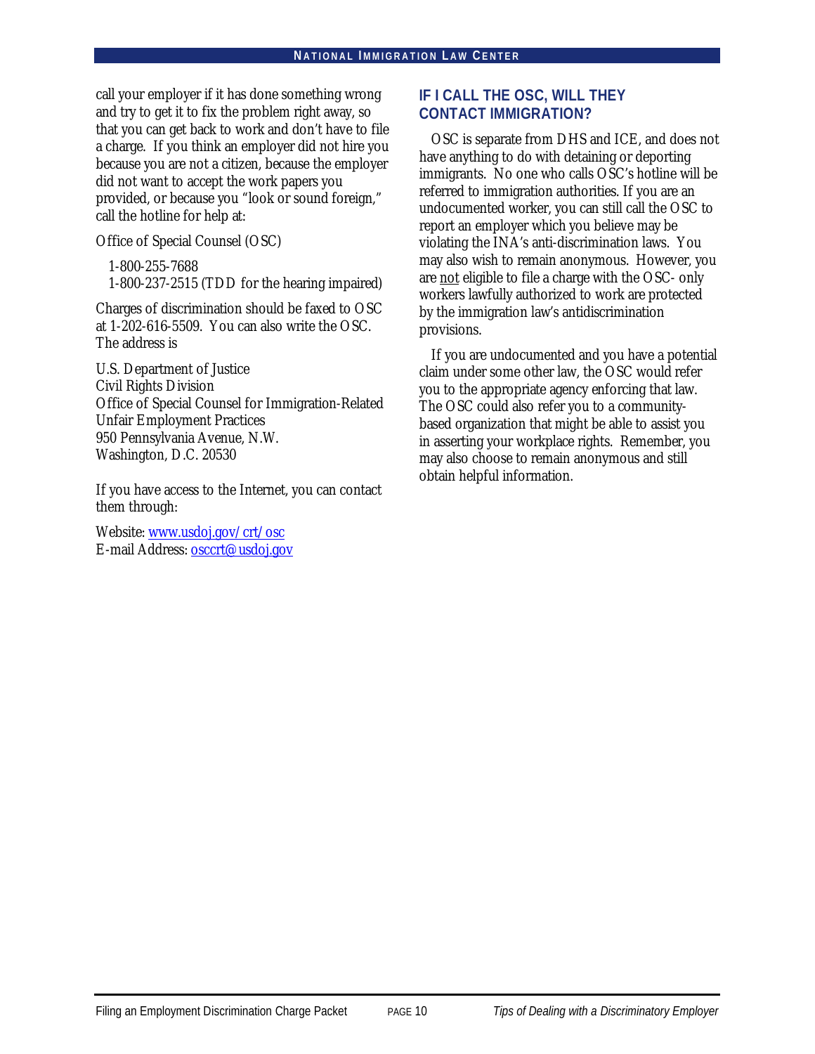call your employer if it has done something wrong and try to get it to fix the problem right away, so that you can get back to work and don't have to file a charge. If you think an employer did not hire you because you are not a citizen, because the employer did not want to accept the work papers you provided, or because you "look or sound foreign," call the hotline for help at:

Office of Special Counsel (OSC)

1-800-255-7688
1-800-237-2515 (TDD for the hearing impaired)

Charges of discrimination should be faxed to OSC at 1-202-616-5509. You can also write the OSC. The address is

U.S. Department of Justice
Civil Rights Division
Office of Special Counsel for Immigration-Related Unfair Employment Practices
950 Pennsylvania Avenue, N.W.
Washington, D.C. 20530

If you have access to the Internet, you can contact them through:

Website: [www.usdoj.gov/crt/osc](http://www.usdoj.gov/crt/osc)
E-mail Address: [osccrt@usdoj.gov](mailto:osccrt@usdoj.gov)

## IF I CALL THE OSC, WILL THEY CONTACT IMMIGRATION?

OSC is separate from DHS and ICE, and does not have anything to do with detaining or deporting immigrants. No one who calls OSC's hotline will be referred to immigration authorities. If you are an undocumented worker, you can still call the OSC to report an employer which you believe may be violating the INA's anti-discrimination laws. You may also wish to remain anonymous. However, you are <u>not</u> eligible to file a charge with the OSC- only workers lawfully authorized to work are protected by the immigration law's antidiscrimination provisions.

If you are undocumented and you have a potential claim under some other law, the OSC would refer you to the appropriate agency enforcing that law. The OSC could also refer you to a community-based organization that might be able to assist you in asserting your workplace rights. Remember, you may also choose to remain anonymous and still obtain helpful information.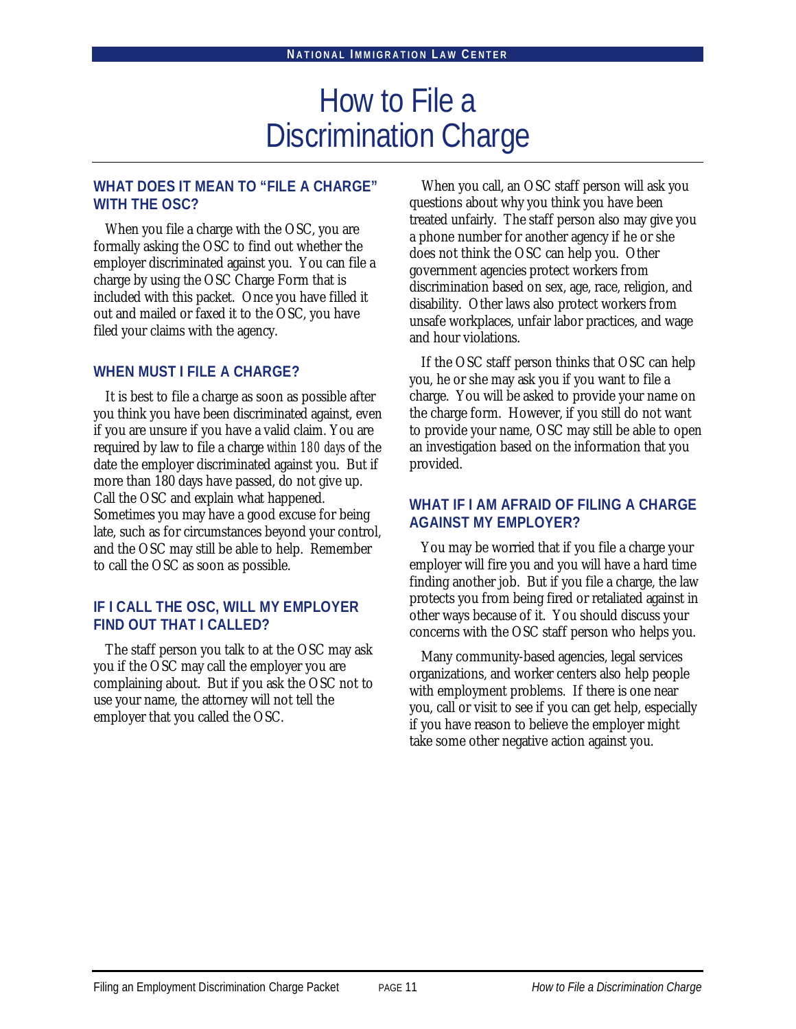# How to File a Discrimination Charge

## WHAT DOES IT MEAN TO "FILE A CHARGE" WITH THE OSC?

When you file a charge with the OSC, you are formally asking the OSC to find out whether the employer discriminated against you. You can file a charge by using the OSC Charge Form that is included with this packet. Once you have filled it out and mailed or faxed it to the OSC, you have filed your claims with the agency.

## WHEN MUST I FILE A CHARGE?

It is best to file a charge as soon as possible after you think you have been discriminated against, even if you are unsure if you have a valid claim. You are required by law to file a charge *within 180 days* of the date the employer discriminated against you. But if more than 180 days have passed, do not give up. Call the OSC and explain what happened. Sometimes you may have a good excuse for being late, such as for circumstances beyond your control, and the OSC may still be able to help. Remember to call the OSC as soon as possible.

## IF I CALL THE OSC, WILL MY EMPLOYER FIND OUT THAT I CALLED?

The staff person you talk to at the OSC may ask you if the OSC may call the employer you are complaining about. But if you ask the OSC not to use your name, the attorney will not tell the employer that you called the OSC.

When you call, an OSC staff person will ask you questions about why you think you have been treated unfairly. The staff person also may give you a phone number for another agency if he or she does not think the OSC can help you. Other government agencies protect workers from discrimination based on sex, age, race, religion, and disability. Other laws also protect workers from unsafe workplaces, unfair labor practices, and wage and hour violations.

If the OSC staff person thinks that OSC can help you, he or she may ask you if you want to file a charge. You will be asked to provide your name on the charge form. However, if you still do not want to provide your name, OSC may still be able to open an investigation based on the information that you provided.

## WHAT IF I AM AFRAID OF FILING A CHARGE AGAINST MY EMPLOYER?

You may be worried that if you file a charge your employer will fire you and you will have a hard time finding another job. But if you file a charge, the law protects you from being fired or retaliated against in other ways because of it. You should discuss your concerns with the OSC staff person who helps you.

Many community-based agencies, legal services organizations, and worker centers also help people with employment problems. If there is one near you, call or visit to see if you can get help, especially if you have reason to believe the employer might take some other negative action against you.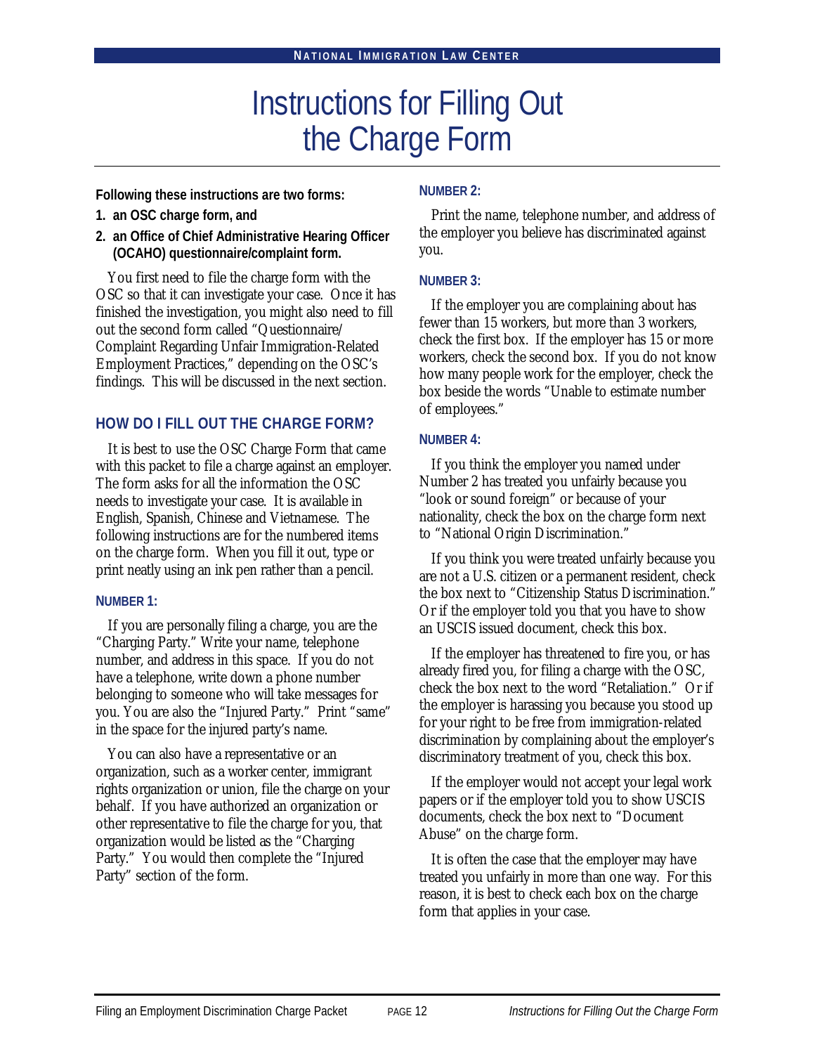# Instructions for Filling Out the Charge Form

**Following these instructions are two forms:**

1. **an OSC charge form, and**
2. **an Office of Chief Administrative Hearing Officer (OCAHO) questionnaire/complaint form.**

You first need to file the charge form with the OSC so that it can investigate your case. Once it has finished the investigation, you might also need to fill out the second form called "Questionnaire/ Complaint Regarding Unfair Immigration-Related Employment Practices," depending on the OSC's findings. This will be discussed in the next section.

## HOW DO I FILL OUT THE CHARGE FORM?

It is best to use the OSC Charge Form that came with this packet to file a charge against an employer. The form asks for all the information the OSC needs to investigate your case. It is available in English, Spanish, Chinese and Vietnamese. The following instructions are for the numbered items on the charge form. When you fill it out, type or print neatly using an ink pen rather than a pencil.

### NUMBER 1:

If you are personally filing a charge, you are the "Charging Party." Write your name, telephone number, and address in this space. If you do not have a telephone, write down a phone number belonging to someone who will take messages for you. You are also the "Injured Party." Print "same" in the space for the injured party's name.

You can also have a representative or an organization, such as a worker center, immigrant rights organization or union, file the charge on your behalf. If you have authorized an organization or other representative to file the charge for you, that organization would be listed as the "Charging Party." You would then complete the "Injured Party" section of the form.

### NUMBER 2:

Print the name, telephone number, and address of the employer you believe has discriminated against you.

### NUMBER 3:

If the employer you are complaining about has fewer than 15 workers, but more than 3 workers, check the first box. If the employer has 15 or more workers, check the second box. If you do not know how many people work for the employer, check the box beside the words "Unable to estimate number of employees."

### NUMBER 4:

If you think the employer you named under Number 2 has treated you unfairly because you "look or sound foreign" or because of your nationality, check the box on the charge form next to "National Origin Discrimination."

If you think you were treated unfairly because you are not a U.S. citizen or a permanent resident, check the box next to "Citizenship Status Discrimination." Or if the employer told you that you have to show an USCIS issued document, check this box.

If the employer has threatened to fire you, or has already fired you, for filing a charge with the OSC, check the box next to the word "Retaliation." Or if the employer is harassing you because you stood up for your right to be free from immigration-related discrimination by complaining about the employer's discriminatory treatment of you, check this box.

If the employer would not accept your legal work papers or if the employer told you to show USCIS documents, check the box next to "Document Abuse" on the charge form.

It is often the case that the employer may have treated you unfairly in more than one way. For this reason, it is best to check each box on the charge form that applies in your case.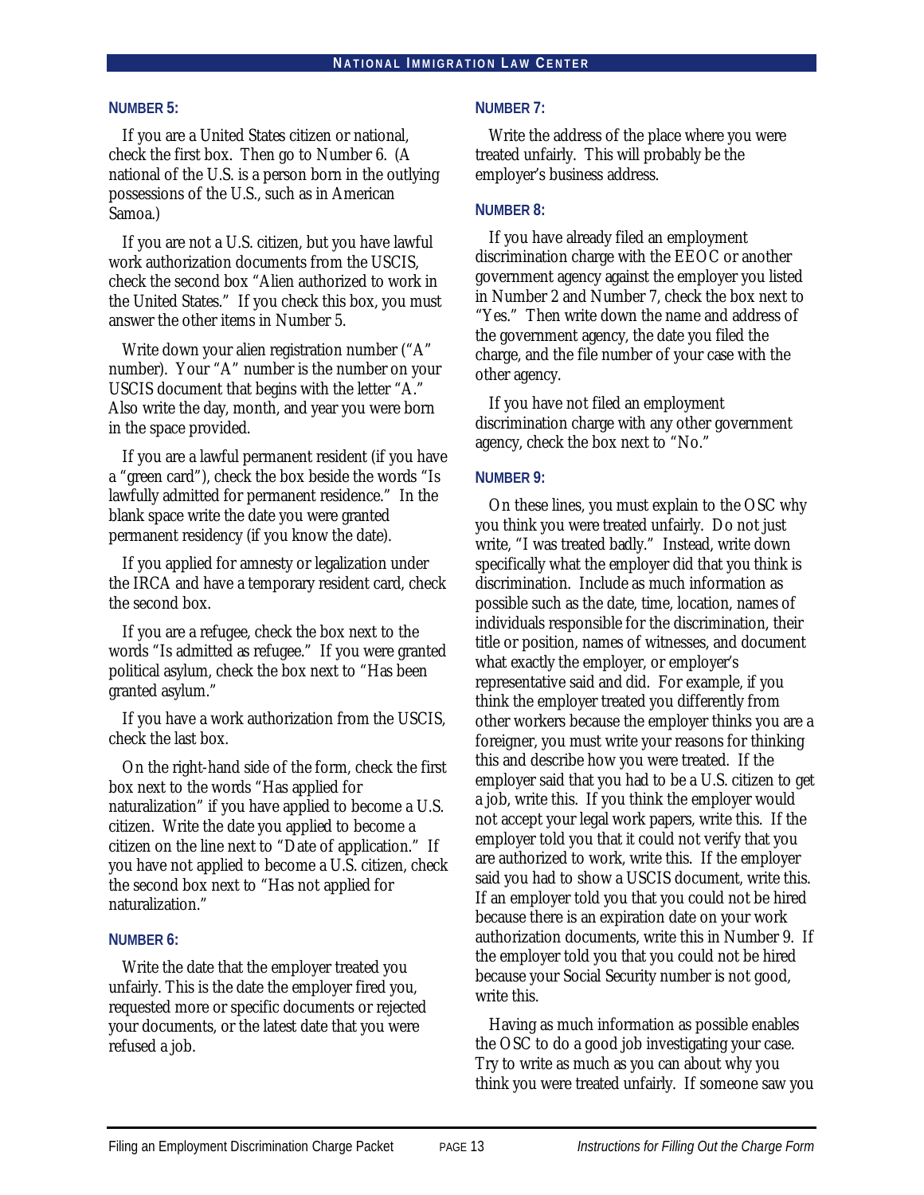### NUMBER 5:

If you are a United States citizen or national, check the first box. Then go to Number 6. (A national of the U.S. is a person born in the outlying possessions of the U.S., such as in American Samoa.)

If you are not a U.S. citizen, but you have lawful work authorization documents from the USCIS, check the second box "Alien authorized to work in the United States." If you check this box, you must answer the other items in Number 5.

Write down your alien registration number ("A" number). Your "A" number is the number on your USCIS document that begins with the letter "A." Also write the day, month, and year you were born in the space provided.

If you are a lawful permanent resident (if you have a "green card"), check the box beside the words "Is lawfully admitted for permanent residence." In the blank space write the date you were granted permanent residency (if you know the date).

If you applied for amnesty or legalization under the IRCA and have a temporary resident card, check the second box.

If you are a refugee, check the box next to the words "Is admitted as refugee." If you were granted political asylum, check the box next to "Has been granted asylum."

If you have a work authorization from the USCIS, check the last box.

On the right-hand side of the form, check the first box next to the words "Has applied for naturalization" if you have applied to become a U.S. citizen. Write the date you applied to become a citizen on the line next to "Date of application." If you have not applied to become a U.S. citizen, check the second box next to "Has not applied for naturalization."

### NUMBER 6:

Write the date that the employer treated you unfairly. This is the date the employer fired you, requested more or specific documents or rejected your documents, or the latest date that you were refused a job.

### NUMBER 7:

Write the address of the place where you were treated unfairly. This will probably be the employer's business address.

### NUMBER 8:

If you have already filed an employment discrimination charge with the EEOC or another government agency against the employer you listed in Number 2 and Number 7, check the box next to "Yes." Then write down the name and address of the government agency, the date you filed the charge, and the file number of your case with the other agency.

If you have not filed an employment discrimination charge with any other government agency, check the box next to "No."

### NUMBER 9:

On these lines, you must explain to the OSC why you think you were treated unfairly. Do not just write, "I was treated badly." Instead, write down specifically what the employer did that you think is discrimination. Include as much information as possible such as the date, time, location, names of individuals responsible for the discrimination, their title or position, names of witnesses, and document what exactly the employer, or employer's representative said and did. For example, if you think the employer treated you differently from other workers because the employer thinks you are a foreigner, you must write your reasons for thinking this and describe how you were treated. If the employer said that you had to be a U.S. citizen to get a job, write this. If you think the employer would not accept your legal work papers, write this. If the employer told you that it could not verify that you are authorized to work, write this. If the employer said you had to show a USCIS document, write this. If an employer told you that you could not be hired because there is an expiration date on your work authorization documents, write this in Number 9. If the employer told you that you could not be hired because your Social Security number is not good, write this.

Having as much information as possible enables the OSC to do a good job investigating your case. Try to write as much as you can about why you think you were treated unfairly. If someone saw you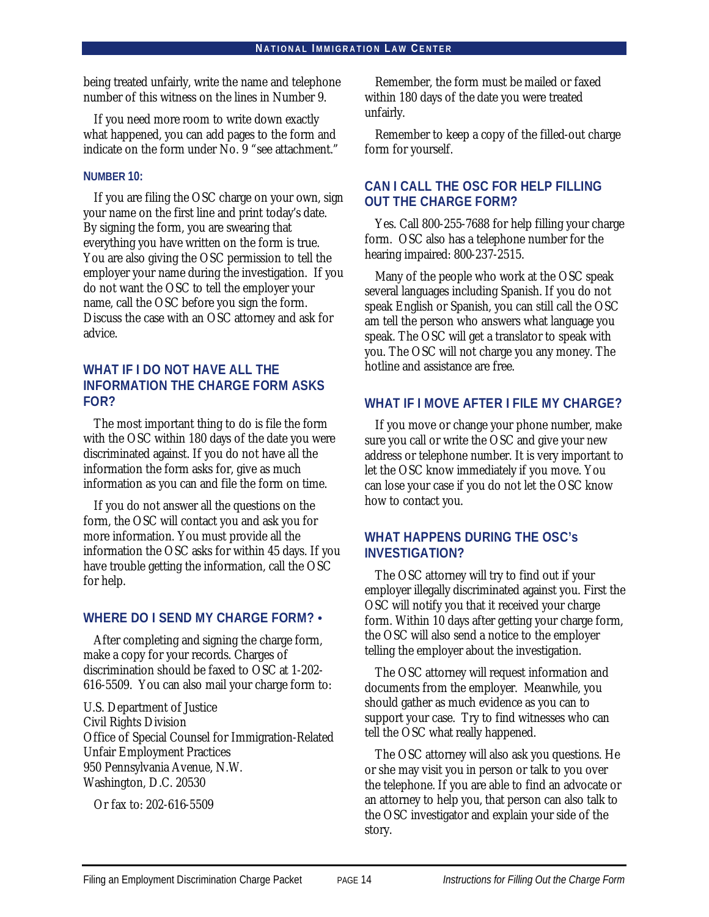being treated unfairly, write the name and telephone number of this witness on the lines in Number 9.

If you need more room to write down exactly what happened, you can add pages to the form and indicate on the form under No. 9 "see attachment."

#### NUMBER 10:

If you are filing the OSC charge on your own, sign your name on the first line and print today's date. By signing the form, you are swearing that everything you have written on the form is true. You are also giving the OSC permission to tell the employer your name during the investigation. If you do not want the OSC to tell the employer your name, call the OSC before you sign the form. Discuss the case with an OSC attorney and ask for advice.

### WHAT IF I DO NOT HAVE ALL THE INFORMATION THE CHARGE FORM ASKS FOR?

The most important thing to do is file the form with the OSC within 180 days of the date you were discriminated against. If you do not have all the information the form asks for, give as much information as you can and file the form on time.

If you do not answer all the questions on the form, the OSC will contact you and ask you for more information. You must provide all the information the OSC asks for within 45 days. If you have trouble getting the information, call the OSC for help.

### WHERE DO I SEND MY CHARGE FORM? •

After completing and signing the charge form, make a copy for your records. Charges of discrimination should be faxed to OSC at 1-202-616-5509. You can also mail your charge form to:

U.S. Department of Justice
Civil Rights Division
Office of Special Counsel for Immigration-Related Unfair Employment Practices
950 Pennsylvania Avenue, N.W.
Washington, D.C. 20530

Or fax to: 202-616-5509

Remember, the form must be mailed or faxed within 180 days of the date you were treated unfairly.

Remember to keep a copy of the filled-out charge form for yourself.

### CAN I CALL THE OSC FOR HELP FILLING OUT THE CHARGE FORM?

Yes. Call 800-255-7688 for help filling your charge form. OSC also has a telephone number for the hearing impaired: 800-237-2515.

Many of the people who work at the OSC speak several languages including Spanish. If you do not speak English or Spanish, you can still call the OSC am tell the person who answers what language you speak. The OSC will get a translator to speak with you. The OSC will not charge you any money. The hotline and assistance are free.

### WHAT IF I MOVE AFTER I FILE MY CHARGE?

If you move or change your phone number, make sure you call or write the OSC and give your new address or telephone number. It is very important to let the OSC know immediately if you move. You can lose your case if you do not let the OSC know how to contact you.

### WHAT HAPPENS DURING THE OSC's INVESTIGATION?

The OSC attorney will try to find out if your employer illegally discriminated against you. First the OSC will notify you that it received your charge form. Within 10 days after getting your charge form, the OSC will also send a notice to the employer telling the employer about the investigation.

The OSC attorney will request information and documents from the employer. Meanwhile, you should gather as much evidence as you can to support your case. Try to find witnesses who can tell the OSC what really happened.

The OSC attorney will also ask you questions. He or she may visit you in person or talk to you over the telephone. If you are able to find an advocate or an attorney to help you, that person can also talk to the OSC investigator and explain your side of the story.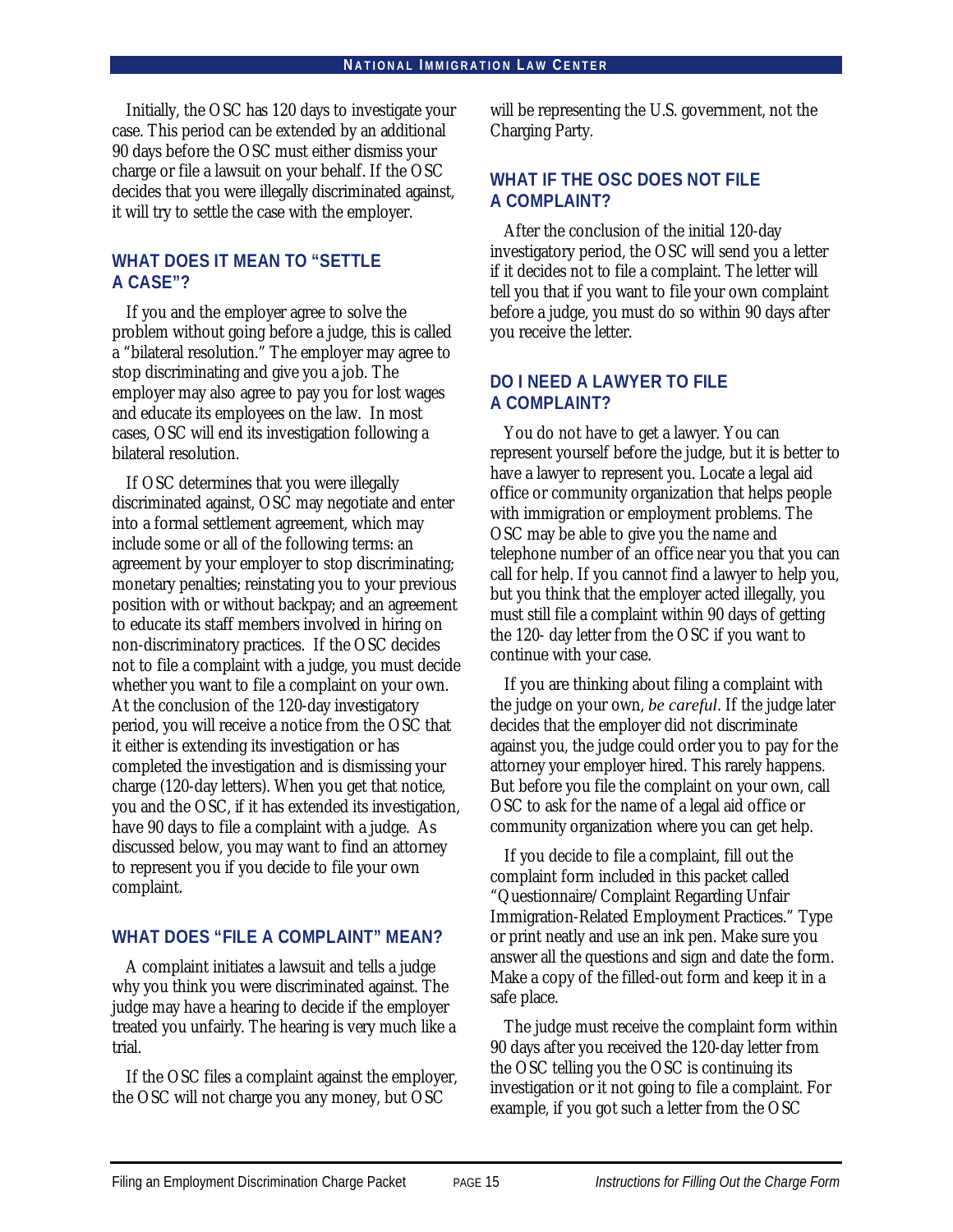Initially, the OSC has 120 days to investigate your case. This period can be extended by an additional 90 days before the OSC must either dismiss your charge or file a lawsuit on your behalf. If the OSC decides that you were illegally discriminated against, it will try to settle the case with the employer.

## WHAT DOES IT MEAN TO "SETTLE A CASE"?

If you and the employer agree to solve the problem without going before a judge, this is called a "bilateral resolution." The employer may agree to stop discriminating and give you a job. The employer may also agree to pay you for lost wages and educate its employees on the law. In most cases, OSC will end its investigation following a bilateral resolution.

If OSC determines that you were illegally discriminated against, OSC may negotiate and enter into a formal settlement agreement, which may include some or all of the following terms: an agreement by your employer to stop discriminating; monetary penalties; reinstating you to your previous position with or without backpay; and an agreement to educate its staff members involved in hiring on non-discriminatory practices. If the OSC decides not to file a complaint with a judge, you must decide whether you want to file a complaint on your own. At the conclusion of the 120-day investigatory period, you will receive a notice from the OSC that it either is extending its investigation or has completed the investigation and is dismissing your charge (120-day letters). When you get that notice, you and the OSC, if it has extended its investigation, have 90 days to file a complaint with a judge. As discussed below, you may want to find an attorney to represent you if you decide to file your own complaint.

## WHAT DOES "FILE A COMPLAINT" MEAN?

A complaint initiates a lawsuit and tells a judge why you think you were discriminated against. The judge may have a hearing to decide if the employer treated you unfairly. The hearing is very much like a trial.

If the OSC files a complaint against the employer, the OSC will not charge you any money, but OSC will be representing the U.S. government, not the Charging Party.

## WHAT IF THE OSC DOES NOT FILE A COMPLAINT?

After the conclusion of the initial 120-day investigatory period, the OSC will send you a letter if it decides not to file a complaint. The letter will tell you that if you want to file your own complaint before a judge, you must do so within 90 days after you receive the letter.

## DO I NEED A LAWYER TO FILE A COMPLAINT?

You do not have to get a lawyer. You can represent yourself before the judge, but it is better to have a lawyer to represent you. Locate a legal aid office or community organization that helps people with immigration or employment problems. The OSC may be able to give you the name and telephone number of an office near you that you can call for help. If you cannot find a lawyer to help you, but you think that the employer acted illegally, you must still file a complaint within 90 days of getting the 120- day letter from the OSC if you want to continue with your case.

If you are thinking about filing a complaint with the judge on your own, *be careful*. If the judge later decides that the employer did not discriminate against you, the judge could order you to pay for the attorney your employer hired. This rarely happens. But before you file the complaint on your own, call OSC to ask for the name of a legal aid office or community organization where you can get help.

If you decide to file a complaint, fill out the complaint form included in this packet called "Questionnaire/Complaint Regarding Unfair Immigration-Related Employment Practices." Type or print neatly and use an ink pen. Make sure you answer all the questions and sign and date the form. Make a copy of the filled-out form and keep it in a safe place.

The judge must receive the complaint form within 90 days after you received the 120-day letter from the OSC telling you the OSC is continuing its investigation or it not going to file a complaint. For example, if you got such a letter from the OSC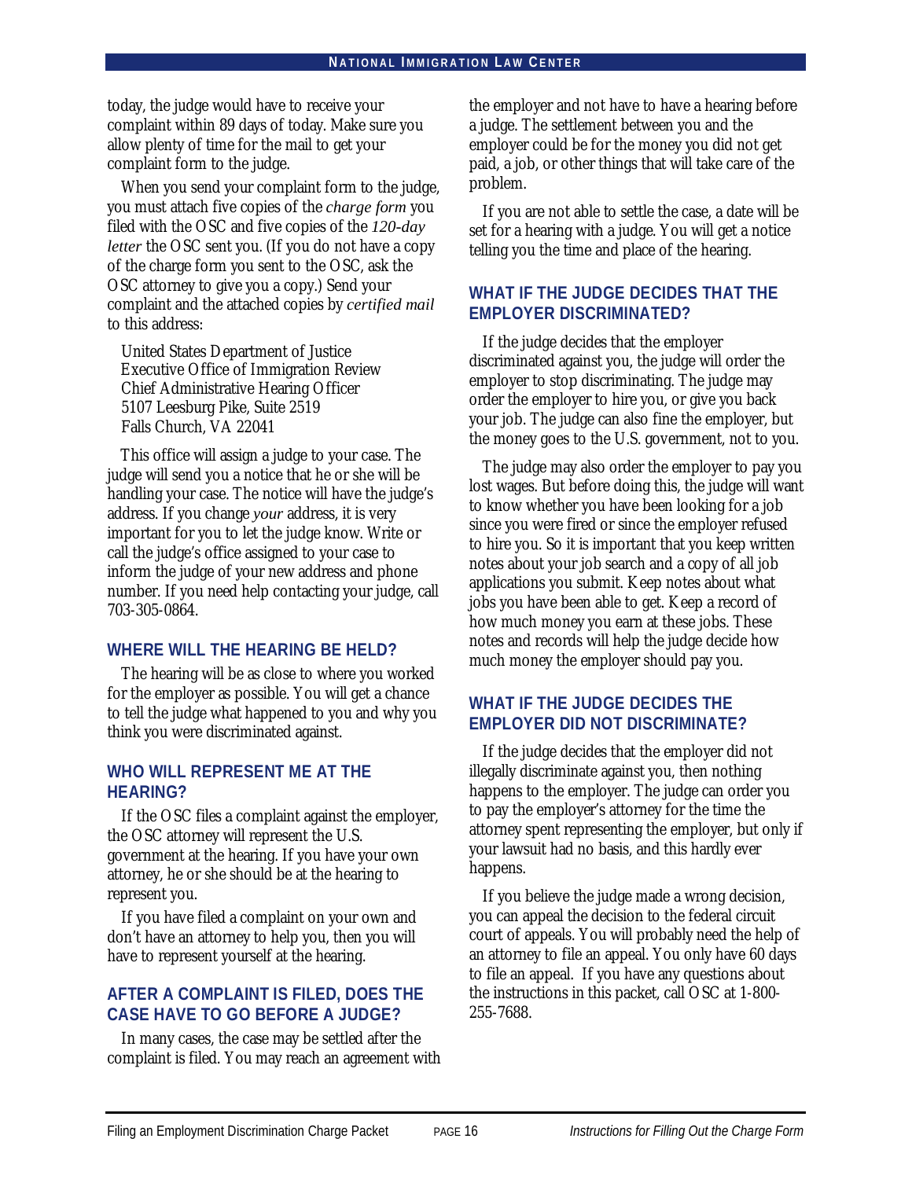today, the judge would have to receive your complaint within 89 days of today. Make sure you allow plenty of time for the mail to get your complaint form to the judge.

When you send your complaint form to the judge, you must attach five copies of the *charge form* you filed with the OSC and five copies of the *120-day letter* the OSC sent you. (If you do not have a copy of the charge form you sent to the OSC, ask the OSC attorney to give you a copy.) Send your complaint and the attached copies by *certified mail* to this address:

United States Department of Justice
Executive Office of Immigration Review
Chief Administrative Hearing Officer
5107 Leesburg Pike, Suite 2519
Falls Church, VA 22041

This office will assign a judge to your case. The judge will send you a notice that he or she will be handling your case. The notice will have the judge's address. If you change *your* address, it is very important for you to let the judge know. Write or call the judge's office assigned to your case to inform the judge of your new address and phone number. If you need help contacting your judge, call 703-305-0864.

## WHERE WILL THE HEARING BE HELD?

The hearing will be as close to where you worked for the employer as possible. You will get a chance to tell the judge what happened to you and why you think you were discriminated against.

## WHO WILL REPRESENT ME AT THE HEARING?

If the OSC files a complaint against the employer, the OSC attorney will represent the U.S. government at the hearing. If you have your own attorney, he or she should be at the hearing to represent you.

If you have filed a complaint on your own and don't have an attorney to help you, then you will have to represent yourself at the hearing.

## AFTER A COMPLAINT IS FILED, DOES THE CASE HAVE TO GO BEFORE A JUDGE?

In many cases, the case may be settled after the complaint is filed. You may reach an agreement with the employer and not have to have a hearing before a judge. The settlement between you and the employer could be for the money you did not get paid, a job, or other things that will take care of the problem.

If you are not able to settle the case, a date will be set for a hearing with a judge. You will get a notice telling you the time and place of the hearing.

## WHAT IF THE JUDGE DECIDES THAT THE EMPLOYER DISCRIMINATED?

If the judge decides that the employer discriminated against you, the judge will order the employer to stop discriminating. The judge may order the employer to hire you, or give you back your job. The judge can also fine the employer, but the money goes to the U.S. government, not to you.

The judge may also order the employer to pay you lost wages. But before doing this, the judge will want to know whether you have been looking for a job since you were fired or since the employer refused to hire you. So it is important that you keep written notes about your job search and a copy of all job applications you submit. Keep notes about what jobs you have been able to get. Keep a record of how much money you earn at these jobs. These notes and records will help the judge decide how much money the employer should pay you.

## WHAT IF THE JUDGE DECIDES THE EMPLOYER DID NOT DISCRIMINATE?

If the judge decides that the employer did not illegally discriminate against you, then nothing happens to the employer. The judge can order you to pay the employer's attorney for the time the attorney spent representing the employer, but only if your lawsuit had no basis, and this hardly ever happens.

If you believe the judge made a wrong decision, you can appeal the decision to the federal circuit court of appeals. You will probably need the help of an attorney to file an appeal. You only have 60 days to file an appeal. If you have any questions about the instructions in this packet, call OSC at 1-800-255-7688.